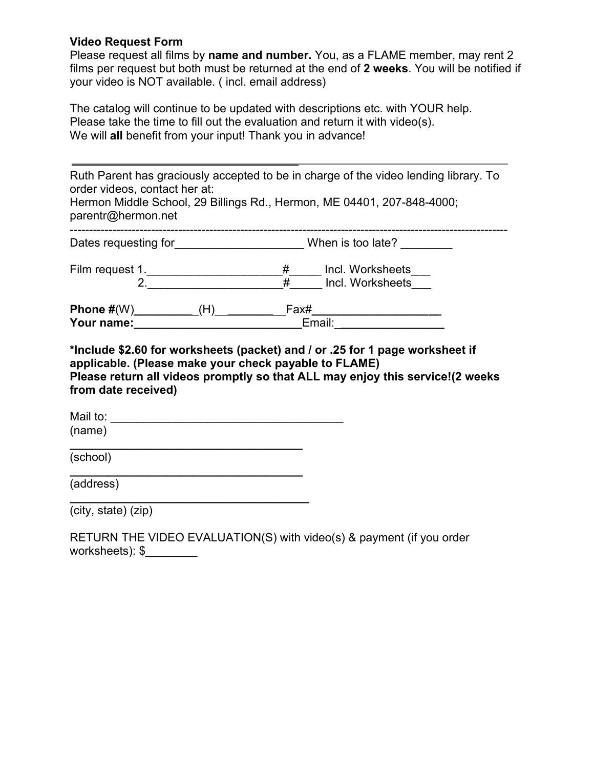**Video Request Form**

Please request all films by **name and number.** You, as a FLAME member, may rent 2 films per request but both must be returned at the end of **2 weeks**. You will be notified if your video is NOT available. ( incl. email address)

The catalog will continue to be updated with descriptions etc. with YOUR help. Please take the time to fill out the evaluation and return it with video(s). We will **all** benefit from your input! Thank you in advance!

---

Ruth Parent has graciously accepted to be in charge of the video lending library. To order videos, contact her at:
Hermon Middle School, 29 Billings Rd., Hermon, ME 04401, 207-848-4000; parentr@hermon.net

---

Dates requesting for____________________ When is too late? ________

Film request 1.____________________#_____ Incl. Worksheets___
2.____________________#_____ Incl. Worksheets___

**Phone #**(W)__________(H)__________Fax#____________________
**Your name:**__________________________Email:_________________

**\*Include $2.60 for worksheets (packet) and / or .25 for 1 page worksheet if applicable. (Please make your check payable to FLAME)**
**Please return all videos promptly so that ALL may enjoy this service!(2 weeks from date received)**

Mail to: ___________________________________
(name)
___________________________________
(school)
___________________________________
(address)
___________________________________
(city, state) (zip)

RETURN THE VIDEO EVALUATION(S) with video(s) & payment (if you order worksheets): $________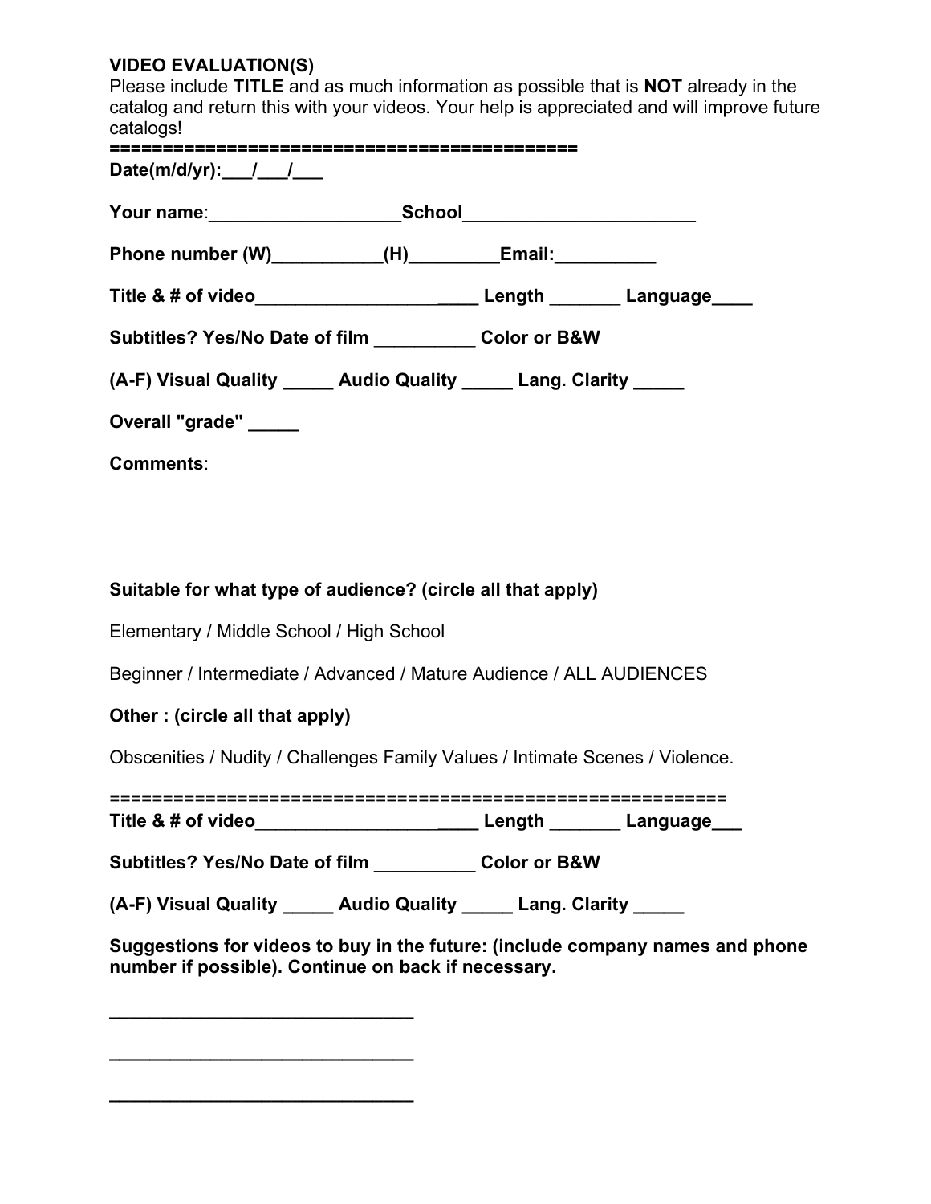**VIDEO EVALUATION(S)**

Please include **TITLE** and as much information as possible that is **NOT** already in the catalog and return this with your videos. Your help is appreciated and will improve future catalogs!

**===========================================**

**Date(m/d/yr):___/___/___**

**Your name**:___________________**School**_______________________

**Phone number (W)___________(H)_________Email:__________**

**Title & # of video_______________________ Length _______ Language____**

**Subtitles? Yes/No Date of film __________ Color or B&W**

**(A-F) Visual Quality _____ Audio Quality _____ Lang. Clarity _____**

**Overall "grade" _____**

**Comments**:

**Suitable for what type of audience? (circle all that apply)**

Elementary / Middle School / High School

Beginner / Intermediate / Advanced / Mature Audience / ALL AUDIENCES

**Other : (circle all that apply)**

Obscenities / Nudity / Challenges Family Values / Intimate Scenes / Violence.

========================================================

**Title & # of video_______________________ Length _______ Language___**

**Subtitles? Yes/No Date of film __________ Color or B&W**

**(A-F) Visual Quality _____ Audio Quality _____ Lang. Clarity _____**

**Suggestions for videos to buy in the future: (include company names and phone number if possible). Continue on back if necessary.**

______________________________

______________________________

______________________________